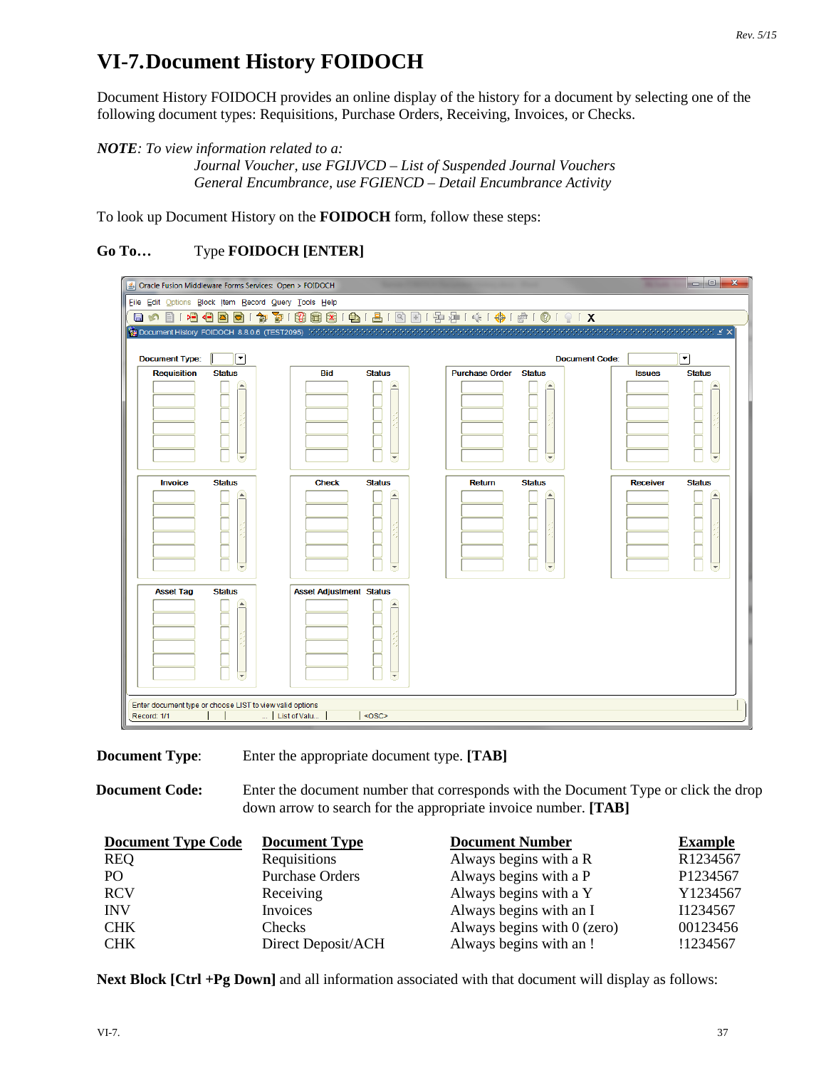# VI-7. Document History FOIDOCH

Document History FOIDOCH provides an online display of the history for a document by selecting one of the following document types: Requisitions, Purchase Orders, Receiving, Invoices, or Checks.

***NOTE**: To view information related to a:*

*Journal Voucher, use FGIJVCD – List of Suspended Journal Vouchers*

*General Encumbrance, use FGIENCD – Detail Encumbrance Activity*

To look up Document History on the **FOIDOCH** form, follow these steps:

**Go To…** Type **FOIDOCH [ENTER]**

**Document Type**: Enter the appropriate document type. **[TAB]**

**Document Code:** Enter the document number that corresponds with the Document Type or click the drop down arrow to search for the appropriate invoice number. **[TAB]**

| Document Type Code | Document Type | Document Number | Example |
|---|---|---|---|
| REQ | Requisitions | Always begins with a R | R1234567 |
| PO | Purchase Orders | Always begins with a P | P1234567 |
| RCV | Receiving | Always begins with a Y | Y1234567 |
| INV | Invoices | Always begins with an I | I1234567 |
| CHK | Checks | Always begins with 0 (zero) | 00123456 |
| CHK | Direct Deposit/ACH | Always begins with an ! | !1234567 |

**Next Block [Ctrl +Pg Down]** and all information associated with that document will display as follows: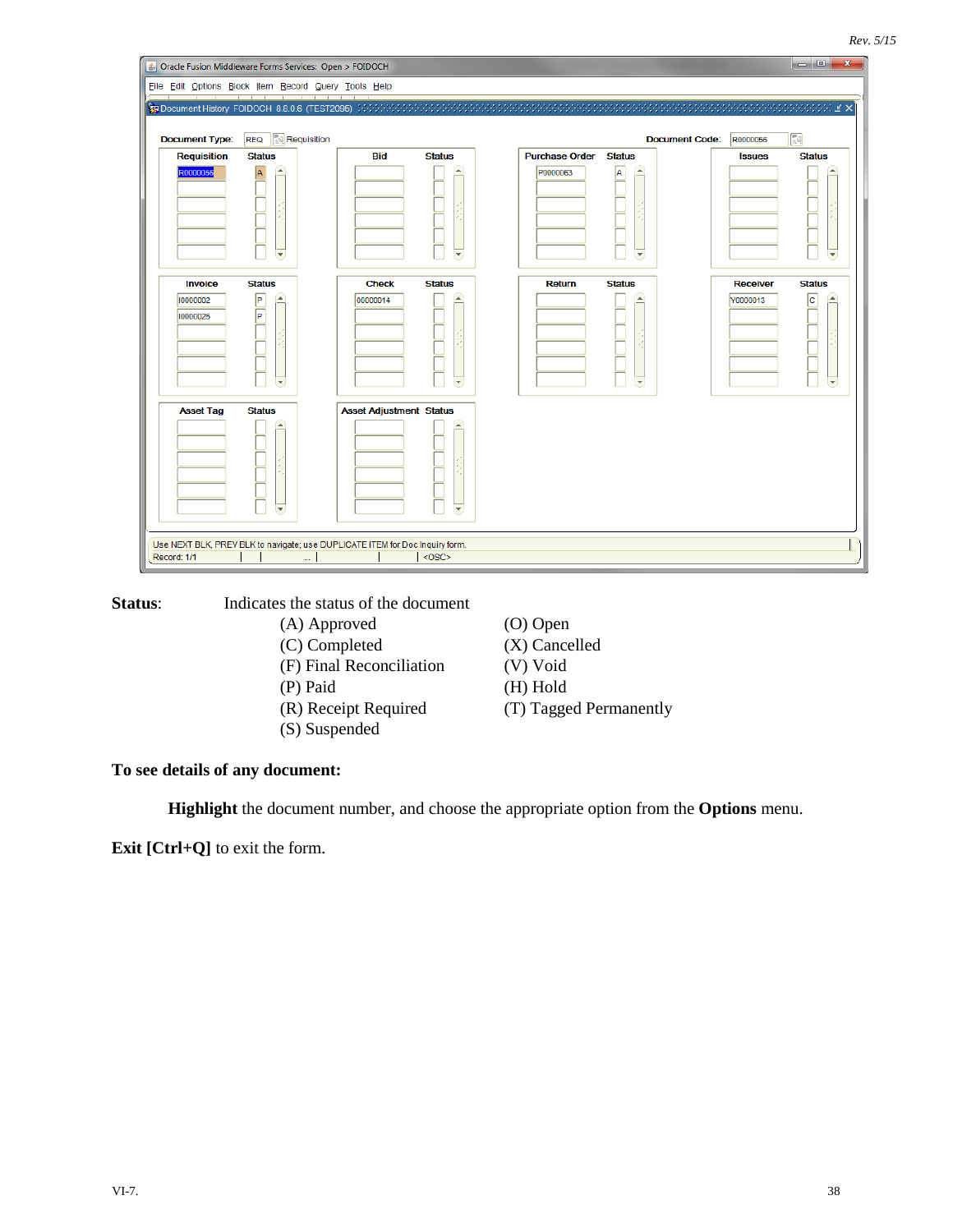Oracle Fusion Middleware Forms Services: Open > FOIDOCH

File Edit Options Block Item Record Query Tools Help

Document History FOIDOCH 8.8.0.6 (TEST2095)

Document Type: REQ Requisition

Document Code: R0000056

| Requisition | Status | Bid | Status | Purchase Order | Status | Issues | Status |
|---|---|---|---|---|---|---|---|
| R0000056 | A | | | P0000063 | A | | |

| Invoice | Status | Check | Status | Return | Status | Receiver | Status |
|---|---|---|---|---|---|---|---|
| I0000002 | P | 00000014 | | | | Y0000013 | C |
| I0000025 | P | | | | | | |

| Asset Tag | Status | Asset Adjustment | Status |
|---|---|---|---|
| | | | |

Use NEXT BLK, PREV BLK to navigate; use DUPLICATE ITEM for Doc Inquiry form.

Record: 1/1 <OSC>

**Status**: Indicates the status of the document

| | |
|---|---|
| (A) Approved | (O) Open |
| (C) Completed | (X) Cancelled |
| (F) Final Reconciliation | (V) Void |
| (P) Paid | (H) Hold |
| (R) Receipt Required | (T) Tagged Permanently |
| (S) Suspended | |

**To see details of any document:**

**Highlight** the document number, and choose the appropriate option from the **Options** menu.

**Exit [Ctrl+Q]** to exit the form.